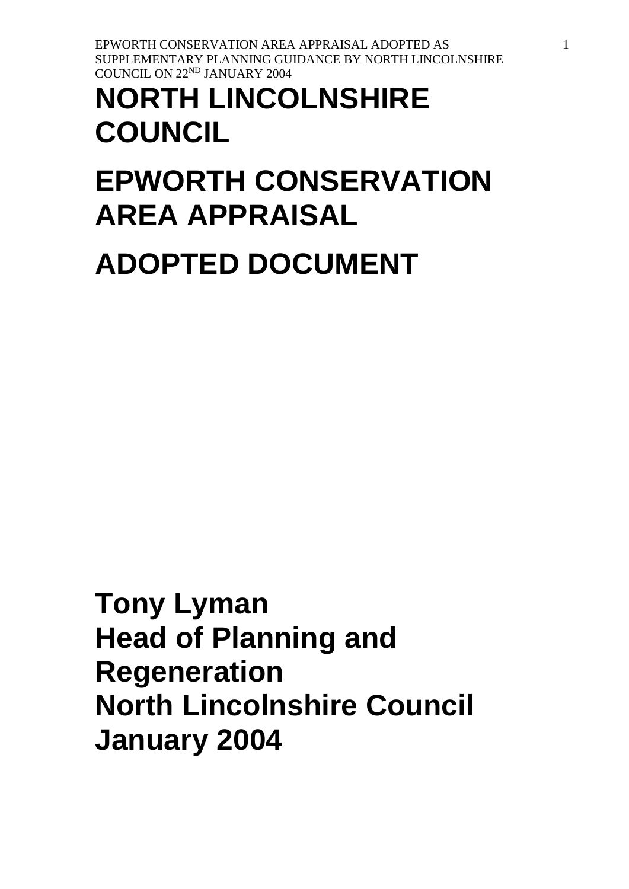# NORTH LINCOLNSHIRE COUNCIL

# EPWORTH CONSERVATION AREA APPRAISAL

# ADOPTED DOCUMENT

**Tony Lyman**
**Head of Planning and Regeneration**
**North Lincolnshire Council**
**January 2004**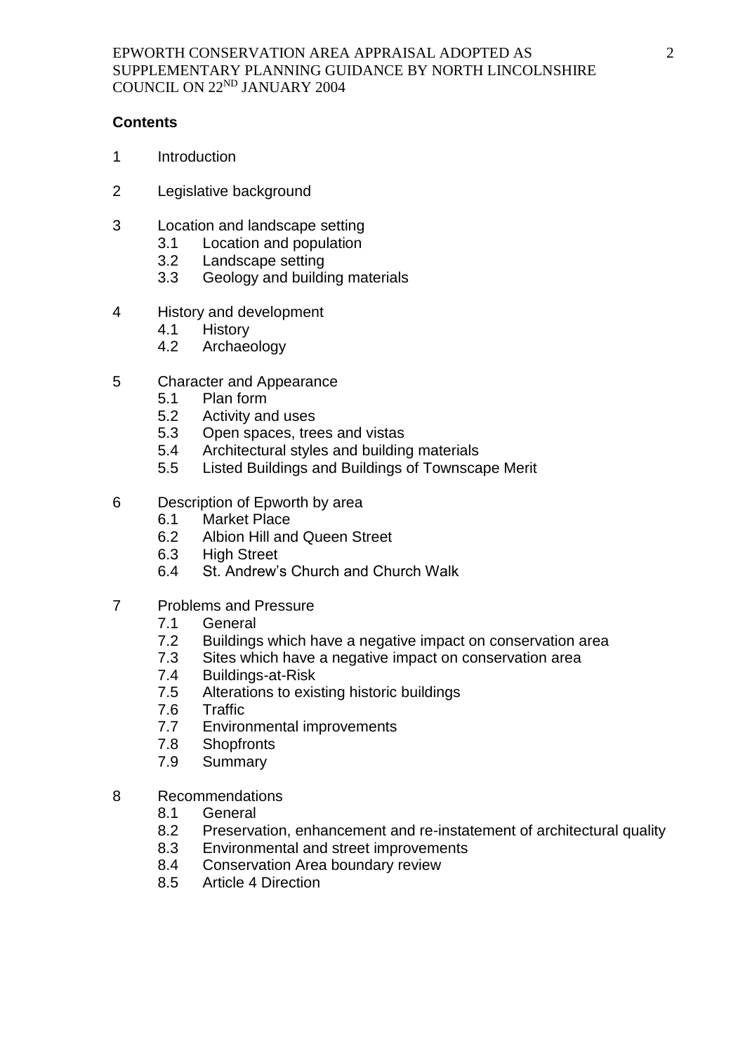## Contents

1 Introduction

2 Legislative background

3 Location and landscape setting
   - 3.1 Location and population
   - 3.2 Landscape setting
   - 3.3 Geology and building materials

4 History and development
   - 4.1 History
   - 4.2 Archaeology

5 Character and Appearance
   - 5.1 Plan form
   - 5.2 Activity and uses
   - 5.3 Open spaces, trees and vistas
   - 5.4 Architectural styles and building materials
   - 5.5 Listed Buildings and Buildings of Townscape Merit

6 Description of Epworth by area
   - 6.1 Market Place
   - 6.2 Albion Hill and Queen Street
   - 6.3 High Street
   - 6.4 St. Andrew's Church and Church Walk

7 Problems and Pressure
   - 7.1 General
   - 7.2 Buildings which have a negative impact on conservation area
   - 7.3 Sites which have a negative impact on conservation area
   - 7.4 Buildings-at-Risk
   - 7.5 Alterations to existing historic buildings
   - 7.6 Traffic
   - 7.7 Environmental improvements
   - 7.8 Shopfronts
   - 7.9 Summary

8 Recommendations
   - 8.1 General
   - 8.2 Preservation, enhancement and re-instatement of architectural quality
   - 8.3 Environmental and street improvements
   - 8.4 Conservation Area boundary review
   - 8.5 Article 4 Direction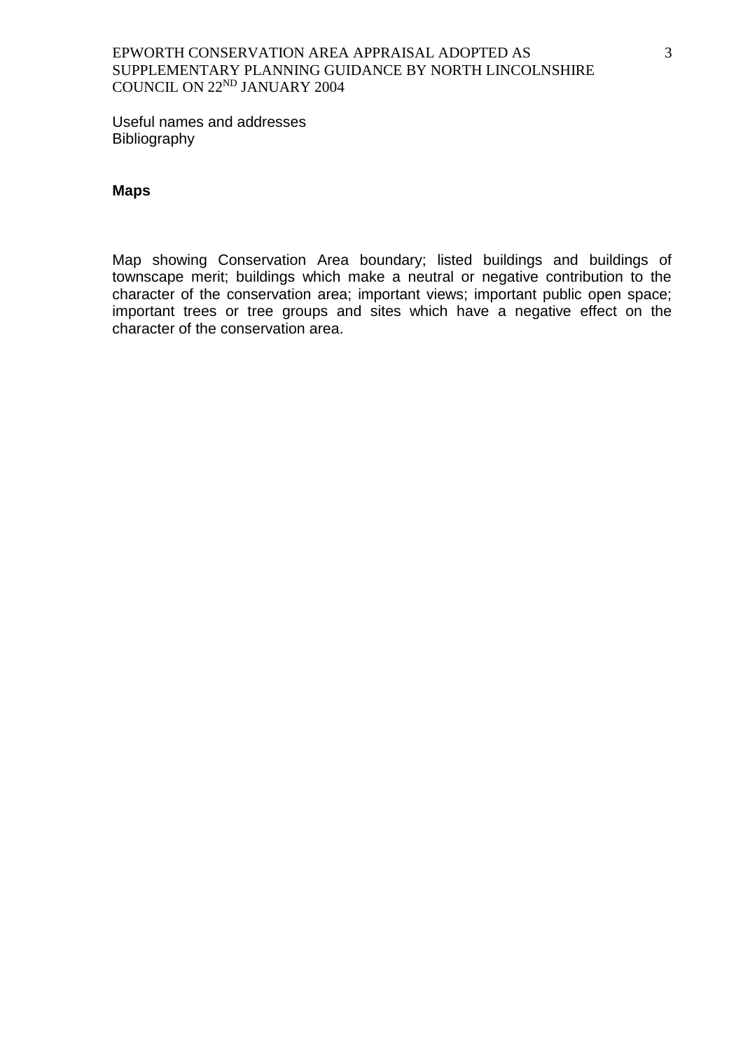Useful names and addresses
Bibliography

**Maps**

Map showing Conservation Area boundary; listed buildings and buildings of townscape merit; buildings which make a neutral or negative contribution to the character of the conservation area; important views; important public open space; important trees or tree groups and sites which have a negative effect on the character of the conservation area.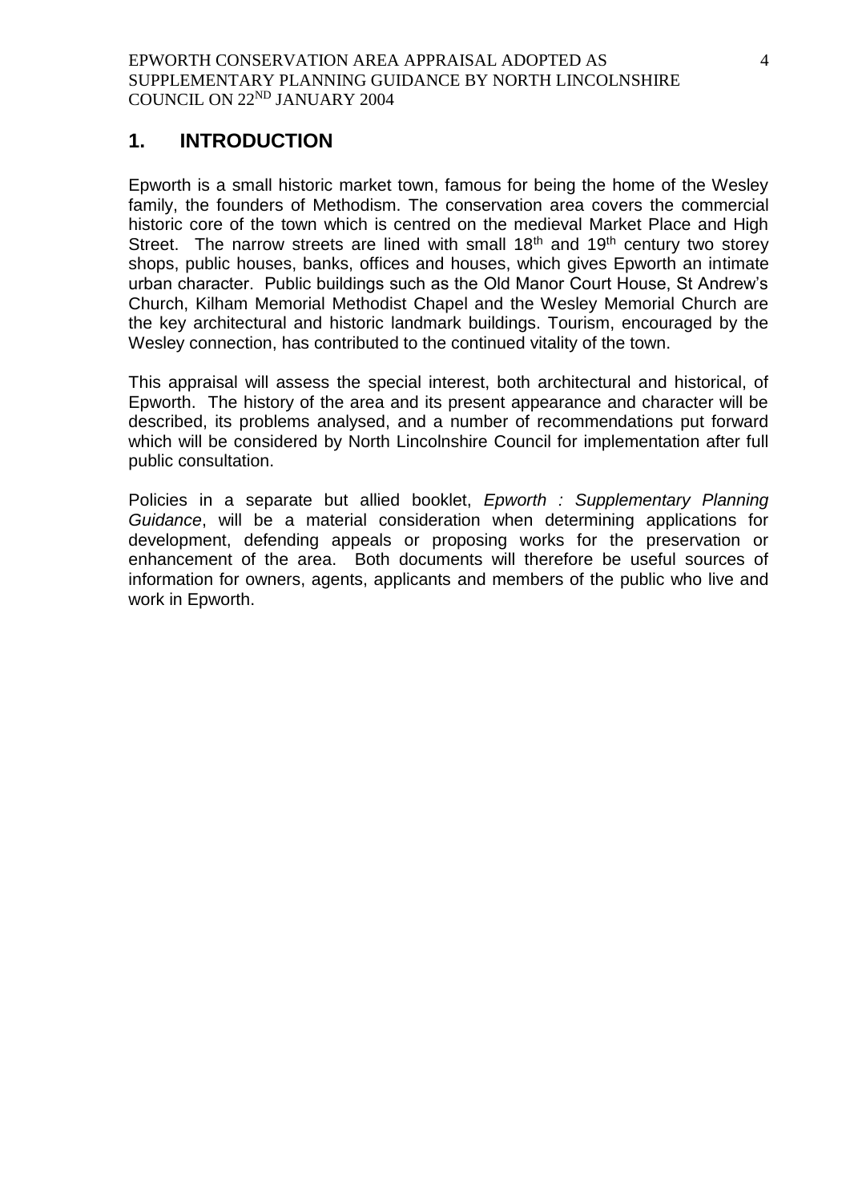# 1. INTRODUCTION

Epworth is a small historic market town, famous for being the home of the Wesley family, the founders of Methodism. The conservation area covers the commercial historic core of the town which is centred on the medieval Market Place and High Street. The narrow streets are lined with small 18th and 19th century two storey shops, public houses, banks, offices and houses, which gives Epworth an intimate urban character. Public buildings such as the Old Manor Court House, St Andrew's Church, Kilham Memorial Methodist Chapel and the Wesley Memorial Church are the key architectural and historic landmark buildings. Tourism, encouraged by the Wesley connection, has contributed to the continued vitality of the town.

This appraisal will assess the special interest, both architectural and historical, of Epworth. The history of the area and its present appearance and character will be described, its problems analysed, and a number of recommendations put forward which will be considered by North Lincolnshire Council for implementation after full public consultation.

Policies in a separate but allied booklet, *Epworth : Supplementary Planning Guidance*, will be a material consideration when determining applications for development, defending appeals or proposing works for the preservation or enhancement of the area. Both documents will therefore be useful sources of information for owners, agents, applicants and members of the public who live and work in Epworth.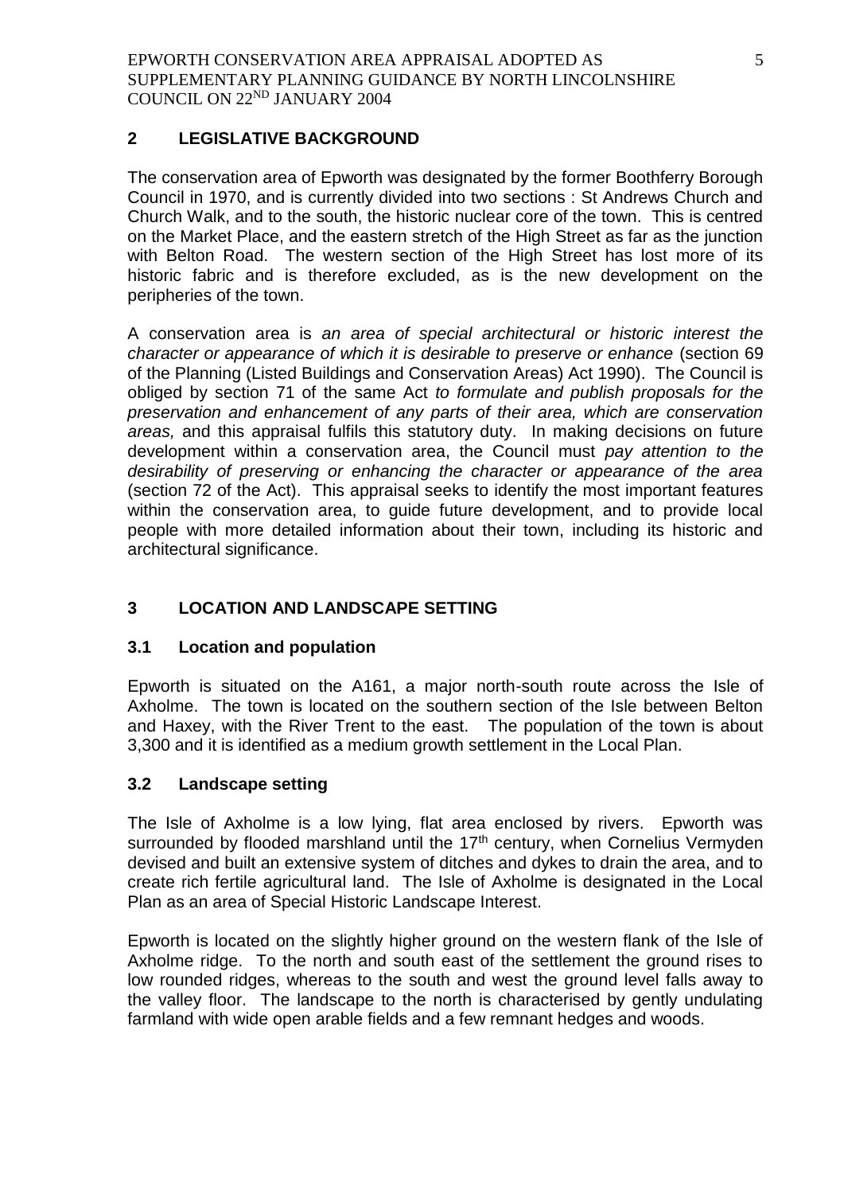## 2 LEGISLATIVE BACKGROUND

The conservation area of Epworth was designated by the former Boothferry Borough Council in 1970, and is currently divided into two sections : St Andrews Church and Church Walk, and to the south, the historic nuclear core of the town. This is centred on the Market Place, and the eastern stretch of the High Street as far as the junction with Belton Road. The western section of the High Street has lost more of its historic fabric and is therefore excluded, as is the new development on the peripheries of the town.

A conservation area is *an area of special architectural or historic interest the character or appearance of which it is desirable to preserve or enhance* (section 69 of the Planning (Listed Buildings and Conservation Areas) Act 1990). The Council is obliged by section 71 of the same Act *to formulate and publish proposals for the preservation and enhancement of any parts of their area, which are conservation areas,* and this appraisal fulfils this statutory duty. In making decisions on future development within a conservation area, the Council must *pay attention to the desirability of preserving or enhancing the character or appearance of the area* (section 72 of the Act). This appraisal seeks to identify the most important features within the conservation area, to guide future development, and to provide local people with more detailed information about their town, including its historic and architectural significance.

## 3 LOCATION AND LANDSCAPE SETTING

### 3.1 Location and population

Epworth is situated on the A161, a major north-south route across the Isle of Axholme. The town is located on the southern section of the Isle between Belton and Haxey, with the River Trent to the east. The population of the town is about 3,300 and it is identified as a medium growth settlement in the Local Plan.

### 3.2 Landscape setting

The Isle of Axholme is a low lying, flat area enclosed by rivers. Epworth was surrounded by flooded marshland until the 17th century, when Cornelius Vermyden devised and built an extensive system of ditches and dykes to drain the area, and to create rich fertile agricultural land. The Isle of Axholme is designated in the Local Plan as an area of Special Historic Landscape Interest.

Epworth is located on the slightly higher ground on the western flank of the Isle of Axholme ridge. To the north and south east of the settlement the ground rises to low rounded ridges, whereas to the south and west the ground level falls away to the valley floor. The landscape to the north is characterised by gently undulating farmland with wide open arable fields and a few remnant hedges and woods.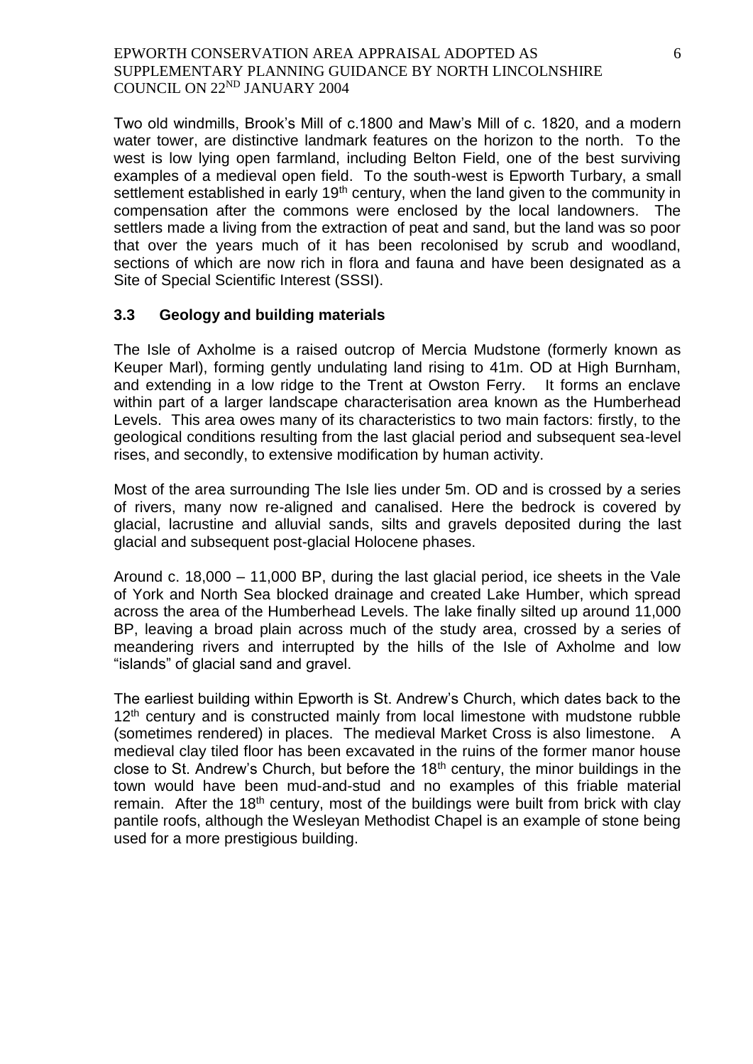Two old windmills, Brook's Mill of c.1800 and Maw's Mill of c. 1820, and a modern water tower, are distinctive landmark features on the horizon to the north. To the west is low lying open farmland, including Belton Field, one of the best surviving examples of a medieval open field. To the south-west is Epworth Turbary, a small settlement established in early 19th century, when the land given to the community in compensation after the commons were enclosed by the local landowners. The settlers made a living from the extraction of peat and sand, but the land was so poor that over the years much of it has been recolonised by scrub and woodland, sections of which are now rich in flora and fauna and have been designated as a Site of Special Scientific Interest (SSSI).

### 3.3 Geology and building materials

The Isle of Axholme is a raised outcrop of Mercia Mudstone (formerly known as Keuper Marl), forming gently undulating land rising to 41m. OD at High Burnham, and extending in a low ridge to the Trent at Owston Ferry. It forms an enclave within part of a larger landscape characterisation area known as the Humberhead Levels. This area owes many of its characteristics to two main factors: firstly, to the geological conditions resulting from the last glacial period and subsequent sea-level rises, and secondly, to extensive modification by human activity.

Most of the area surrounding The Isle lies under 5m. OD and is crossed by a series of rivers, many now re-aligned and canalised. Here the bedrock is covered by glacial, lacrustine and alluvial sands, silts and gravels deposited during the last glacial and subsequent post-glacial Holocene phases.

Around c. 18,000 – 11,000 BP, during the last glacial period, ice sheets in the Vale of York and North Sea blocked drainage and created Lake Humber, which spread across the area of the Humberhead Levels. The lake finally silted up around 11,000 BP, leaving a broad plain across much of the study area, crossed by a series of meandering rivers and interrupted by the hills of the Isle of Axholme and low "islands" of glacial sand and gravel.

The earliest building within Epworth is St. Andrew's Church, which dates back to the 12th century and is constructed mainly from local limestone with mudstone rubble (sometimes rendered) in places. The medieval Market Cross is also limestone. A medieval clay tiled floor has been excavated in the ruins of the former manor house close to St. Andrew's Church, but before the 18th century, the minor buildings in the town would have been mud-and-stud and no examples of this friable material remain. After the 18th century, most of the buildings were built from brick with clay pantile roofs, although the Wesleyan Methodist Chapel is an example of stone being used for a more prestigious building.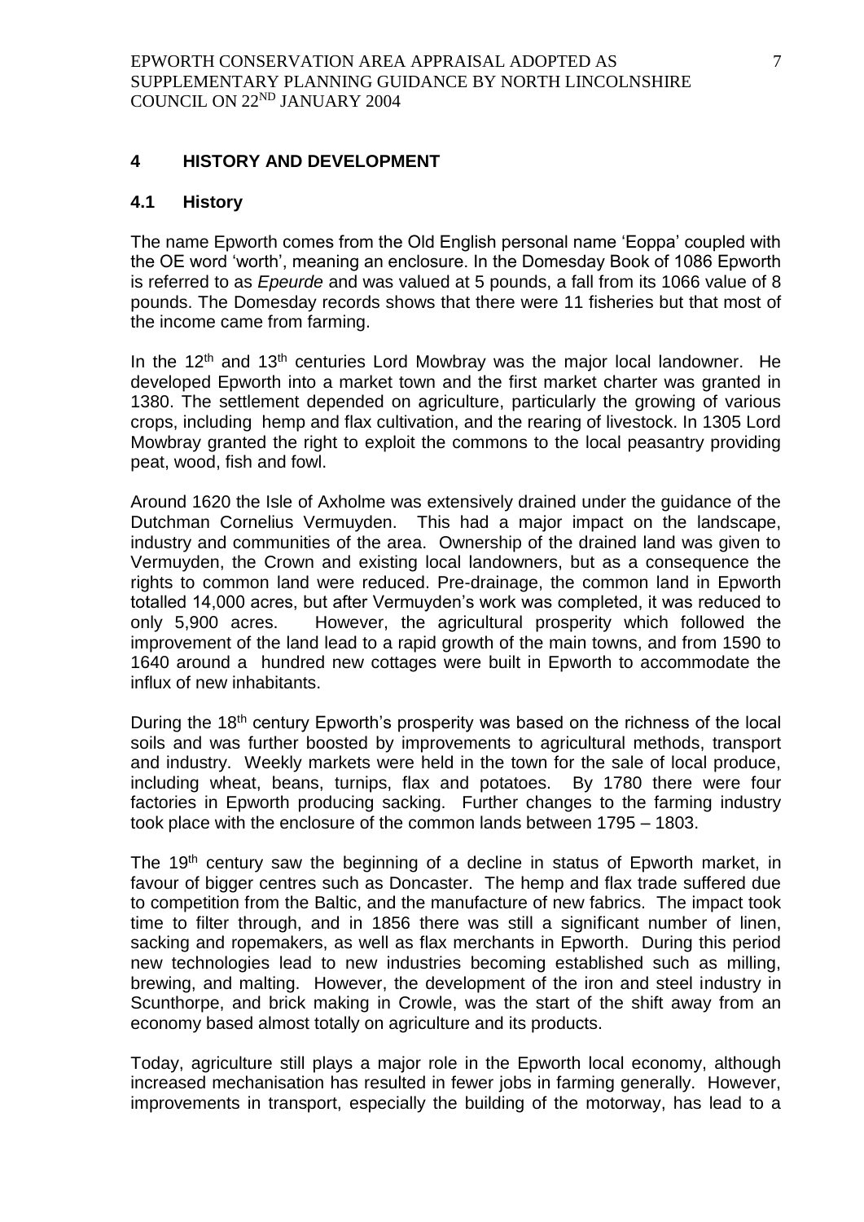## 4 HISTORY AND DEVELOPMENT

### 4.1 History

The name Epworth comes from the Old English personal name 'Eoppa' coupled with the OE word 'worth', meaning an enclosure. In the Domesday Book of 1086 Epworth is referred to as *Epeurde* and was valued at 5 pounds, a fall from its 1066 value of 8 pounds. The Domesday records shows that there were 11 fisheries but that most of the income came from farming.

In the 12th and 13th centuries Lord Mowbray was the major local landowner. He developed Epworth into a market town and the first market charter was granted in 1380. The settlement depended on agriculture, particularly the growing of various crops, including hemp and flax cultivation, and the rearing of livestock. In 1305 Lord Mowbray granted the right to exploit the commons to the local peasantry providing peat, wood, fish and fowl.

Around 1620 the Isle of Axholme was extensively drained under the guidance of the Dutchman Cornelius Vermuyden. This had a major impact on the landscape, industry and communities of the area. Ownership of the drained land was given to Vermuyden, the Crown and existing local landowners, but as a consequence the rights to common land were reduced. Pre-drainage, the common land in Epworth totalled 14,000 acres, but after Vermuyden's work was completed, it was reduced to only 5,900 acres. However, the agricultural prosperity which followed the improvement of the land lead to a rapid growth of the main towns, and from 1590 to 1640 around a hundred new cottages were built in Epworth to accommodate the influx of new inhabitants.

During the 18th century Epworth's prosperity was based on the richness of the local soils and was further boosted by improvements to agricultural methods, transport and industry. Weekly markets were held in the town for the sale of local produce, including wheat, beans, turnips, flax and potatoes. By 1780 there were four factories in Epworth producing sacking. Further changes to the farming industry took place with the enclosure of the common lands between 1795 – 1803.

The 19th century saw the beginning of a decline in status of Epworth market, in favour of bigger centres such as Doncaster. The hemp and flax trade suffered due to competition from the Baltic, and the manufacture of new fabrics. The impact took time to filter through, and in 1856 there was still a significant number of linen, sacking and ropemakers, as well as flax merchants in Epworth. During this period new technologies lead to new industries becoming established such as milling, brewing, and malting. However, the development of the iron and steel industry in Scunthorpe, and brick making in Crowle, was the start of the shift away from an economy based almost totally on agriculture and its products.

Today, agriculture still plays a major role in the Epworth local economy, although increased mechanisation has resulted in fewer jobs in farming generally. However, improvements in transport, especially the building of the motorway, has lead to a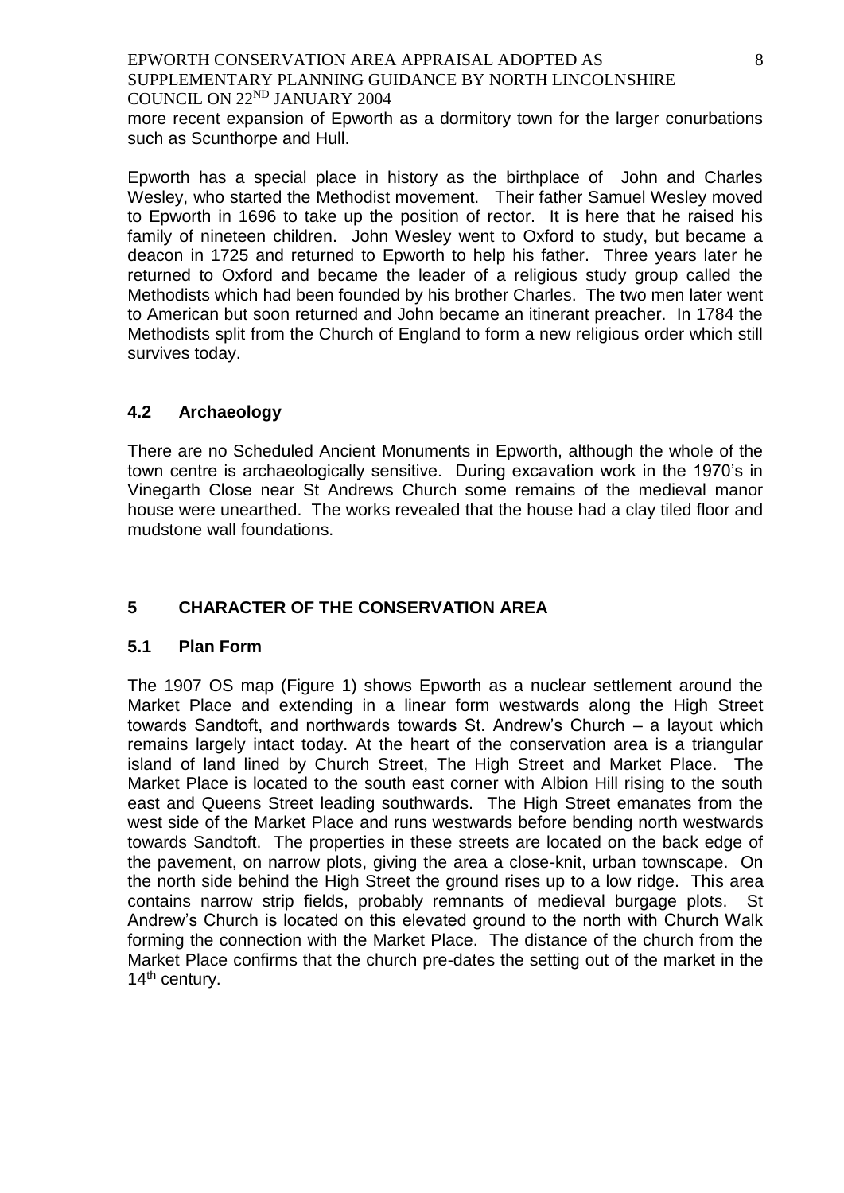more recent expansion of Epworth as a dormitory town for the larger conurbations such as Scunthorpe and Hull.

Epworth has a special place in history as the birthplace of John and Charles Wesley, who started the Methodist movement. Their father Samuel Wesley moved to Epworth in 1696 to take up the position of rector. It is here that he raised his family of nineteen children. John Wesley went to Oxford to study, but became a deacon in 1725 and returned to Epworth to help his father. Three years later he returned to Oxford and became the leader of a religious study group called the Methodists which had been founded by his brother Charles. The two men later went to American but soon returned and John became an itinerant preacher. In 1784 the Methodists split from the Church of England to form a new religious order which still survives today.

### 4.2 Archaeology

There are no Scheduled Ancient Monuments in Epworth, although the whole of the town centre is archaeologically sensitive. During excavation work in the 1970's in Vinegarth Close near St Andrews Church some remains of the medieval manor house were unearthed. The works revealed that the house had a clay tiled floor and mudstone wall foundations.

## 5 CHARACTER OF THE CONSERVATION AREA

### 5.1 Plan Form

The 1907 OS map (Figure 1) shows Epworth as a nuclear settlement around the Market Place and extending in a linear form westwards along the High Street towards Sandtoft, and northwards towards St. Andrew's Church – a layout which remains largely intact today. At the heart of the conservation area is a triangular island of land lined by Church Street, The High Street and Market Place. The Market Place is located to the south east corner with Albion Hill rising to the south east and Queens Street leading southwards. The High Street emanates from the west side of the Market Place and runs westwards before bending north westwards towards Sandtoft. The properties in these streets are located on the back edge of the pavement, on narrow plots, giving the area a close-knit, urban townscape. On the north side behind the High Street the ground rises up to a low ridge. This area contains narrow strip fields, probably remnants of medieval burgage plots. St Andrew's Church is located on this elevated ground to the north with Church Walk forming the connection with the Market Place. The distance of the church from the Market Place confirms that the church pre-dates the setting out of the market in the 14th century.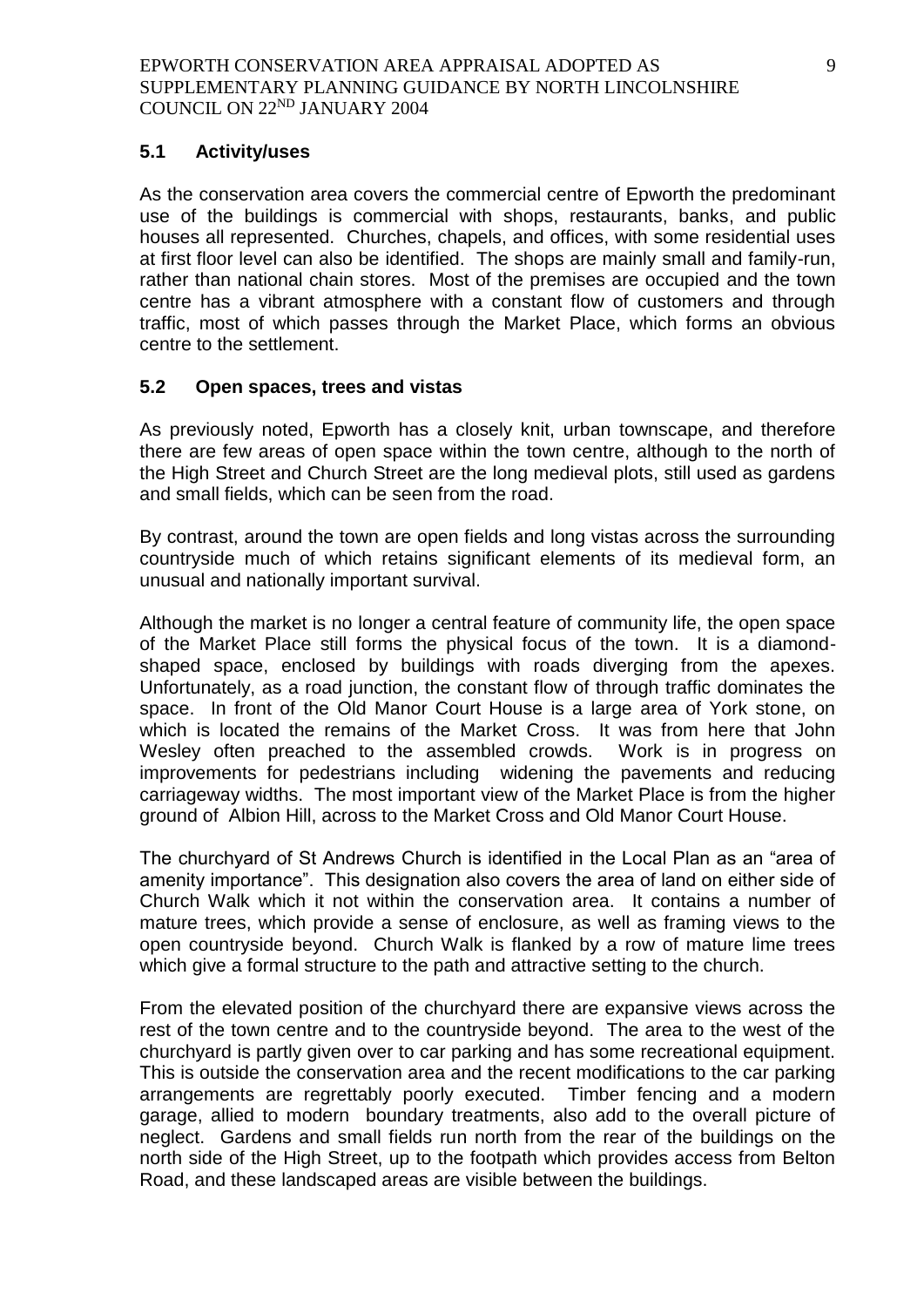### 5.1 Activity/uses

As the conservation area covers the commercial centre of Epworth the predominant use of the buildings is commercial with shops, restaurants, banks, and public houses all represented. Churches, chapels, and offices, with some residential uses at first floor level can also be identified. The shops are mainly small and family-run, rather than national chain stores. Most of the premises are occupied and the town centre has a vibrant atmosphere with a constant flow of customers and through traffic, most of which passes through the Market Place, which forms an obvious centre to the settlement.

### 5.2 Open spaces, trees and vistas

As previously noted, Epworth has a closely knit, urban townscape, and therefore there are few areas of open space within the town centre, although to the north of the High Street and Church Street are the long medieval plots, still used as gardens and small fields, which can be seen from the road.

By contrast, around the town are open fields and long vistas across the surrounding countryside much of which retains significant elements of its medieval form, an unusual and nationally important survival.

Although the market is no longer a central feature of community life, the open space of the Market Place still forms the physical focus of the town. It is a diamond-shaped space, enclosed by buildings with roads diverging from the apexes. Unfortunately, as a road junction, the constant flow of through traffic dominates the space. In front of the Old Manor Court House is a large area of York stone, on which is located the remains of the Market Cross. It was from here that John Wesley often preached to the assembled crowds. Work is in progress on improvements for pedestrians including widening the pavements and reducing carriageway widths. The most important view of the Market Place is from the higher ground of Albion Hill, across to the Market Cross and Old Manor Court House.

The churchyard of St Andrews Church is identified in the Local Plan as an "area of amenity importance". This designation also covers the area of land on either side of Church Walk which it not within the conservation area. It contains a number of mature trees, which provide a sense of enclosure, as well as framing views to the open countryside beyond. Church Walk is flanked by a row of mature lime trees which give a formal structure to the path and attractive setting to the church.

From the elevated position of the churchyard there are expansive views across the rest of the town centre and to the countryside beyond. The area to the west of the churchyard is partly given over to car parking and has some recreational equipment. This is outside the conservation area and the recent modifications to the car parking arrangements are regrettably poorly executed. Timber fencing and a modern garage, allied to modern boundary treatments, also add to the overall picture of neglect. Gardens and small fields run north from the rear of the buildings on the north side of the High Street, up to the footpath which provides access from Belton Road, and these landscaped areas are visible between the buildings.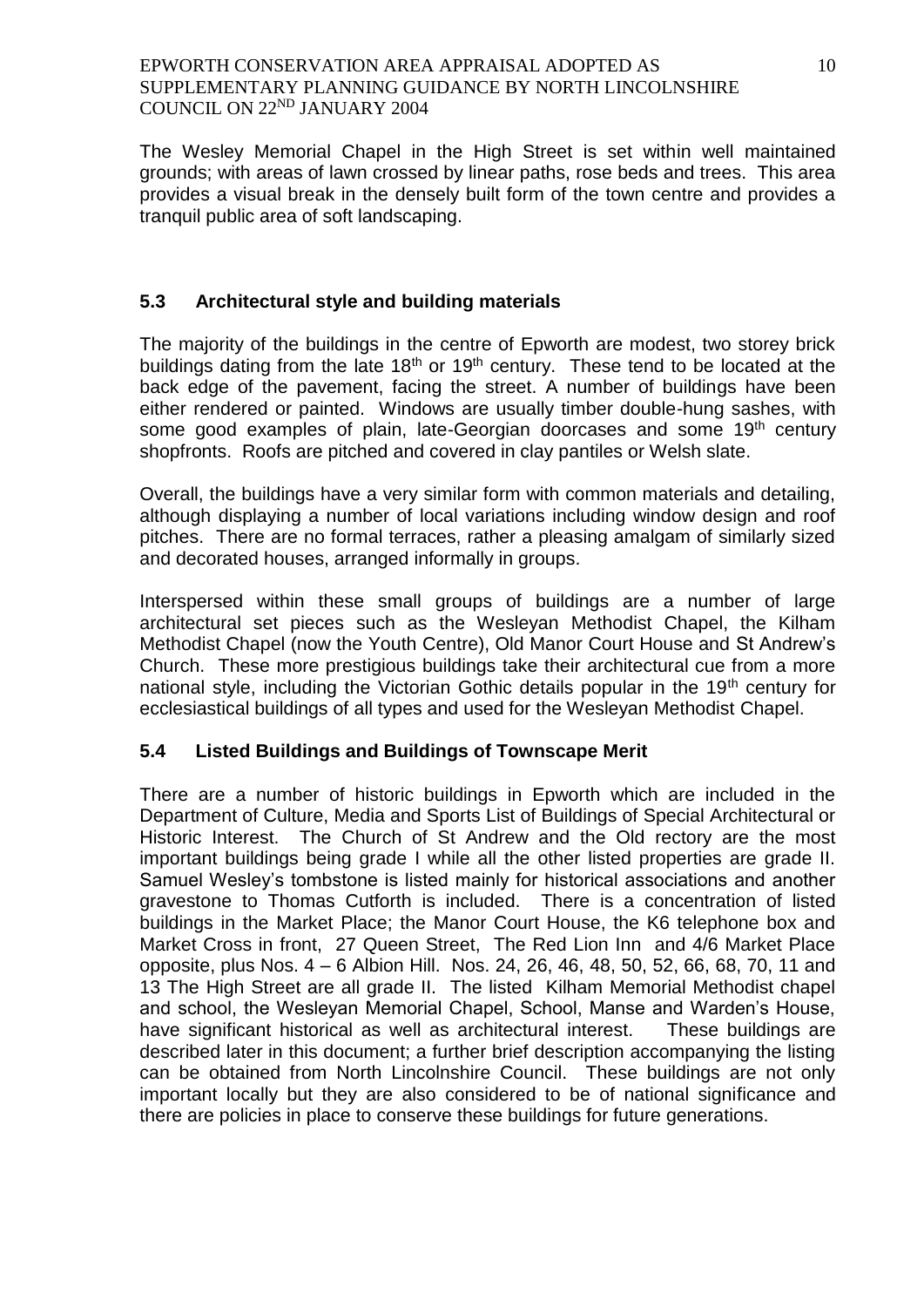The Wesley Memorial Chapel in the High Street is set within well maintained grounds; with areas of lawn crossed by linear paths, rose beds and trees. This area provides a visual break in the densely built form of the town centre and provides a tranquil public area of soft landscaping.

## 5.3 Architectural style and building materials

The majority of the buildings in the centre of Epworth are modest, two storey brick buildings dating from the late 18th or 19th century. These tend to be located at the back edge of the pavement, facing the street. A number of buildings have been either rendered or painted. Windows are usually timber double-hung sashes, with some good examples of plain, late-Georgian doorcases and some 19th century shopfronts. Roofs are pitched and covered in clay pantiles or Welsh slate.

Overall, the buildings have a very similar form with common materials and detailing, although displaying a number of local variations including window design and roof pitches. There are no formal terraces, rather a pleasing amalgam of similarly sized and decorated houses, arranged informally in groups.

Interspersed within these small groups of buildings are a number of large architectural set pieces such as the Wesleyan Methodist Chapel, the Kilham Methodist Chapel (now the Youth Centre), Old Manor Court House and St Andrew's Church. These more prestigious buildings take their architectural cue from a more national style, including the Victorian Gothic details popular in the 19th century for ecclesiastical buildings of all types and used for the Wesleyan Methodist Chapel.

## 5.4 Listed Buildings and Buildings of Townscape Merit

There are a number of historic buildings in Epworth which are included in the Department of Culture, Media and Sports List of Buildings of Special Architectural or Historic Interest. The Church of St Andrew and the Old rectory are the most important buildings being grade I while all the other listed properties are grade II. Samuel Wesley's tombstone is listed mainly for historical associations and another gravestone to Thomas Cutforth is included. There is a concentration of listed buildings in the Market Place; the Manor Court House, the K6 telephone box and Market Cross in front, 27 Queen Street, The Red Lion Inn and 4/6 Market Place opposite, plus Nos. 4 – 6 Albion Hill. Nos. 24, 26, 46, 48, 50, 52, 66, 68, 70, 11 and 13 The High Street are all grade II. The listed Kilham Memorial Methodist chapel and school, the Wesleyan Memorial Chapel, School, Manse and Warden's House, have significant historical as well as architectural interest. These buildings are described later in this document; a further brief description accompanying the listing can be obtained from North Lincolnshire Council. These buildings are not only important locally but they are also considered to be of national significance and there are policies in place to conserve these buildings for future generations.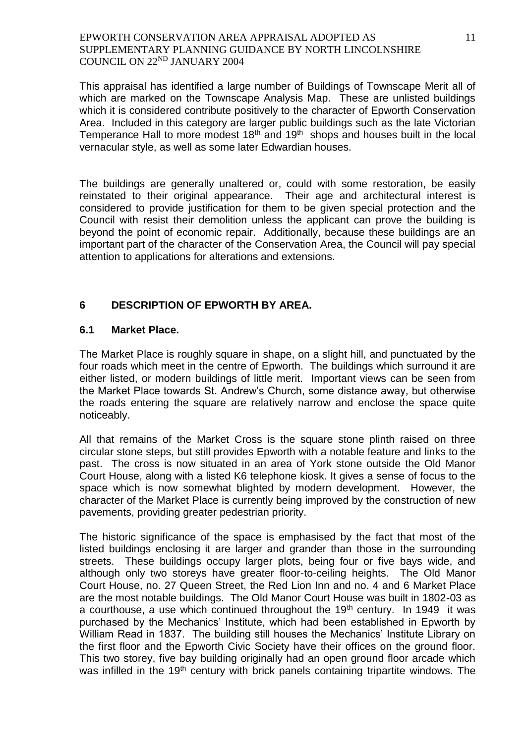This appraisal has identified a large number of Buildings of Townscape Merit all of which are marked on the Townscape Analysis Map. These are unlisted buildings which it is considered contribute positively to the character of Epworth Conservation Area. Included in this category are larger public buildings such as the late Victorian Temperance Hall to more modest 18th and 19th shops and houses built in the local vernacular style, as well as some later Edwardian houses.

The buildings are generally unaltered or, could with some restoration, be easily reinstated to their original appearance. Their age and architectural interest is considered to provide justification for them to be given special protection and the Council with resist their demolition unless the applicant can prove the building is beyond the point of economic repair. Additionally, because these buildings are an important part of the character of the Conservation Area, the Council will pay special attention to applications for alterations and extensions.

## 6 DESCRIPTION OF EPWORTH BY AREA.

### 6.1 Market Place.

The Market Place is roughly square in shape, on a slight hill, and punctuated by the four roads which meet in the centre of Epworth. The buildings which surround it are either listed, or modern buildings of little merit. Important views can be seen from the Market Place towards St. Andrew's Church, some distance away, but otherwise the roads entering the square are relatively narrow and enclose the space quite noticeably.

All that remains of the Market Cross is the square stone plinth raised on three circular stone steps, but still provides Epworth with a notable feature and links to the past. The cross is now situated in an area of York stone outside the Old Manor Court House, along with a listed K6 telephone kiosk. It gives a sense of focus to the space which is now somewhat blighted by modern development. However, the character of the Market Place is currently being improved by the construction of new pavements, providing greater pedestrian priority.

The historic significance of the space is emphasised by the fact that most of the listed buildings enclosing it are larger and grander than those in the surrounding streets. These buildings occupy larger plots, being four or five bays wide, and although only two storeys have greater floor-to-ceiling heights. The Old Manor Court House, no. 27 Queen Street, the Red Lion Inn and no. 4 and 6 Market Place are the most notable buildings. The Old Manor Court House was built in 1802-03 as a courthouse, a use which continued throughout the 19th century. In 1949 it was purchased by the Mechanics' Institute, which had been established in Epworth by William Read in 1837. The building still houses the Mechanics' Institute Library on the first floor and the Epworth Civic Society have their offices on the ground floor. This two storey, five bay building originally had an open ground floor arcade which was infilled in the 19th century with brick panels containing tripartite windows. The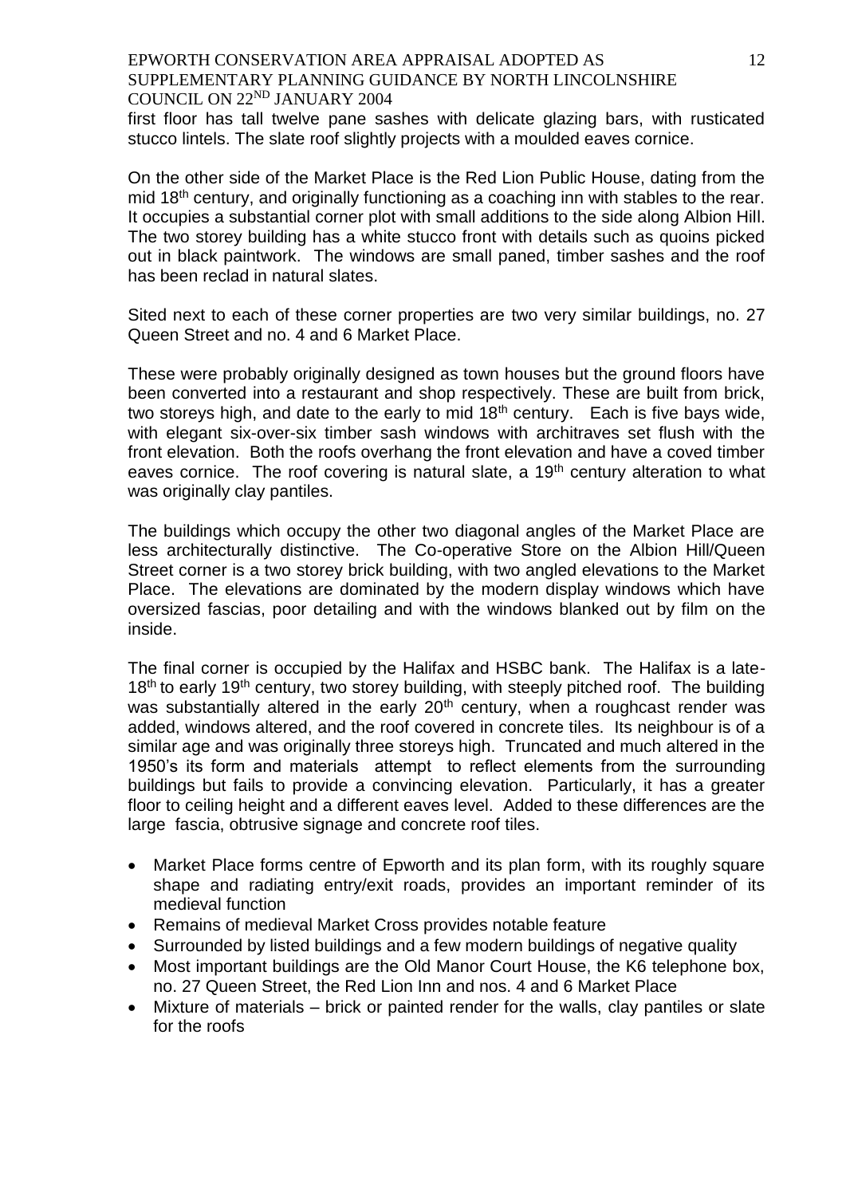first floor has tall twelve pane sashes with delicate glazing bars, with rusticated stucco lintels. The slate roof slightly projects with a moulded eaves cornice.

On the other side of the Market Place is the Red Lion Public House, dating from the mid 18th century, and originally functioning as a coaching inn with stables to the rear. It occupies a substantial corner plot with small additions to the side along Albion Hill. The two storey building has a white stucco front with details such as quoins picked out in black paintwork. The windows are small paned, timber sashes and the roof has been reclad in natural slates.

Sited next to each of these corner properties are two very similar buildings, no. 27 Queen Street and no. 4 and 6 Market Place.

These were probably originally designed as town houses but the ground floors have been converted into a restaurant and shop respectively. These are built from brick, two storeys high, and date to the early to mid 18th century. Each is five bays wide, with elegant six-over-six timber sash windows with architraves set flush with the front elevation. Both the roofs overhang the front elevation and have a coved timber eaves cornice. The roof covering is natural slate, a 19th century alteration to what was originally clay pantiles.

The buildings which occupy the other two diagonal angles of the Market Place are less architecturally distinctive. The Co-operative Store on the Albion Hill/Queen Street corner is a two storey brick building, with two angled elevations to the Market Place. The elevations are dominated by the modern display windows which have oversized fascias, poor detailing and with the windows blanked out by film on the inside.

The final corner is occupied by the Halifax and HSBC bank. The Halifax is a late-18th to early 19th century, two storey building, with steeply pitched roof. The building was substantially altered in the early 20th century, when a roughcast render was added, windows altered, and the roof covered in concrete tiles. Its neighbour is of a similar age and was originally three storeys high. Truncated and much altered in the 1950's its form and materials attempt to reflect elements from the surrounding buildings but fails to provide a convincing elevation. Particularly, it has a greater floor to ceiling height and a different eaves level. Added to these differences are the large fascia, obtrusive signage and concrete roof tiles.

- Market Place forms centre of Epworth and its plan form, with its roughly square shape and radiating entry/exit roads, provides an important reminder of its medieval function
- Remains of medieval Market Cross provides notable feature
- Surrounded by listed buildings and a few modern buildings of negative quality
- Most important buildings are the Old Manor Court House, the K6 telephone box, no. 27 Queen Street, the Red Lion Inn and nos. 4 and 6 Market Place
- Mixture of materials – brick or painted render for the walls, clay pantiles or slate for the roofs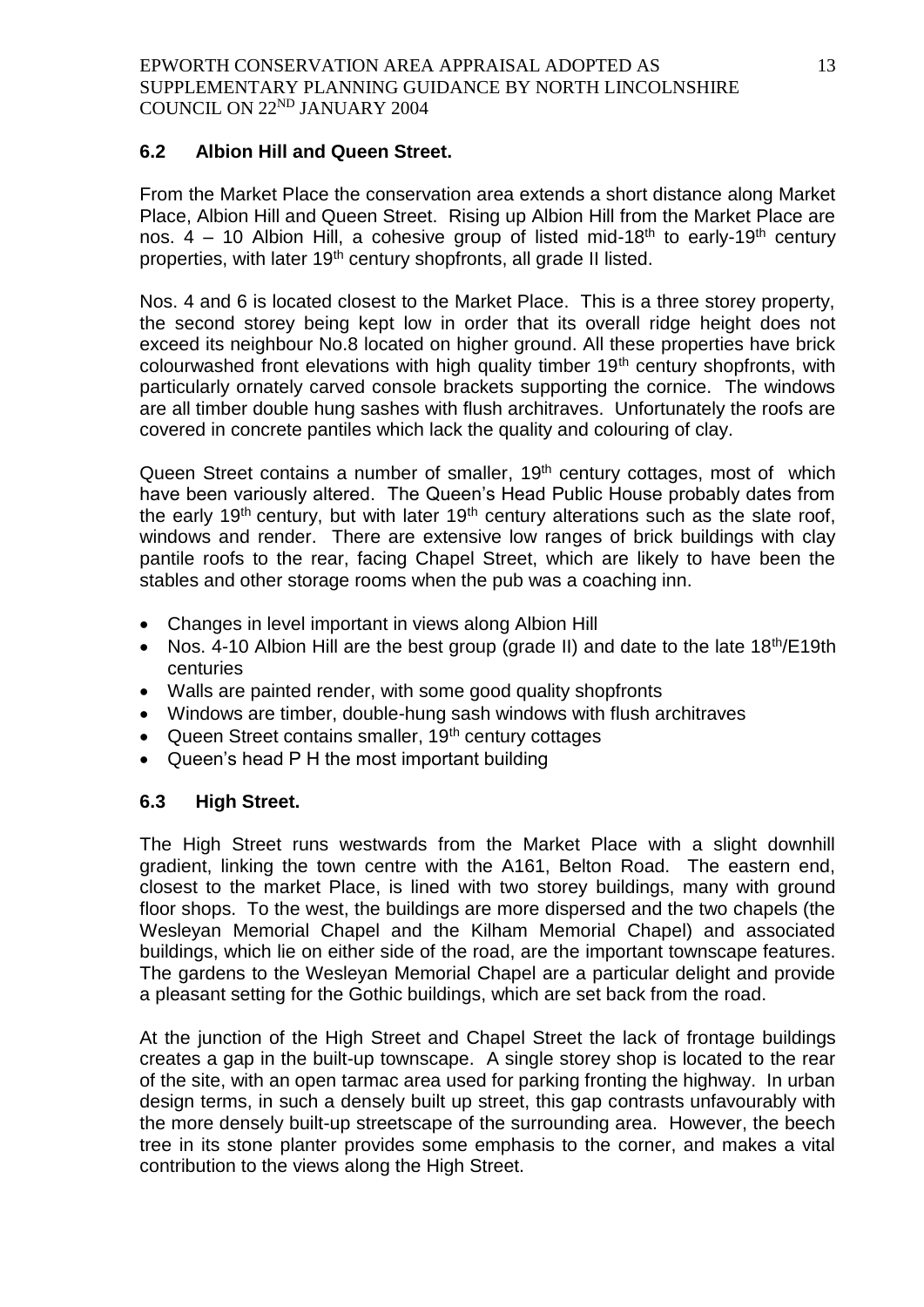### 6.2 Albion Hill and Queen Street.

From the Market Place the conservation area extends a short distance along Market Place, Albion Hill and Queen Street. Rising up Albion Hill from the Market Place are nos. 4 – 10 Albion Hill, a cohesive group of listed mid-18th to early-19th century properties, with later 19th century shopfronts, all grade II listed.

Nos. 4 and 6 is located closest to the Market Place. This is a three storey property, the second storey being kept low in order that its overall ridge height does not exceed its neighbour No.8 located on higher ground. All these properties have brick colourwashed front elevations with high quality timber 19th century shopfronts, with particularly ornately carved console brackets supporting the cornice. The windows are all timber double hung sashes with flush architraves. Unfortunately the roofs are covered in concrete pantiles which lack the quality and colouring of clay.

Queen Street contains a number of smaller, 19th century cottages, most of which have been variously altered. The Queen's Head Public House probably dates from the early 19th century, but with later 19th century alterations such as the slate roof, windows and render. There are extensive low ranges of brick buildings with clay pantile roofs to the rear, facing Chapel Street, which are likely to have been the stables and other storage rooms when the pub was a coaching inn.

- Changes in level important in views along Albion Hill
- Nos. 4-10 Albion Hill are the best group (grade II) and date to the late 18th/E19th centuries
- Walls are painted render, with some good quality shopfronts
- Windows are timber, double-hung sash windows with flush architraves
- Queen Street contains smaller, 19th century cottages
- Queen's head P H the most important building

### 6.3 High Street.

The High Street runs westwards from the Market Place with a slight downhill gradient, linking the town centre with the A161, Belton Road. The eastern end, closest to the market Place, is lined with two storey buildings, many with ground floor shops. To the west, the buildings are more dispersed and the two chapels (the Wesleyan Memorial Chapel and the Kilham Memorial Chapel) and associated buildings, which lie on either side of the road, are the important townscape features. The gardens to the Wesleyan Memorial Chapel are a particular delight and provide a pleasant setting for the Gothic buildings, which are set back from the road.

At the junction of the High Street and Chapel Street the lack of frontage buildings creates a gap in the built-up townscape. A single storey shop is located to the rear of the site, with an open tarmac area used for parking fronting the highway. In urban design terms, in such a densely built up street, this gap contrasts unfavourably with the more densely built-up streetscape of the surrounding area. However, the beech tree in its stone planter provides some emphasis to the corner, and makes a vital contribution to the views along the High Street.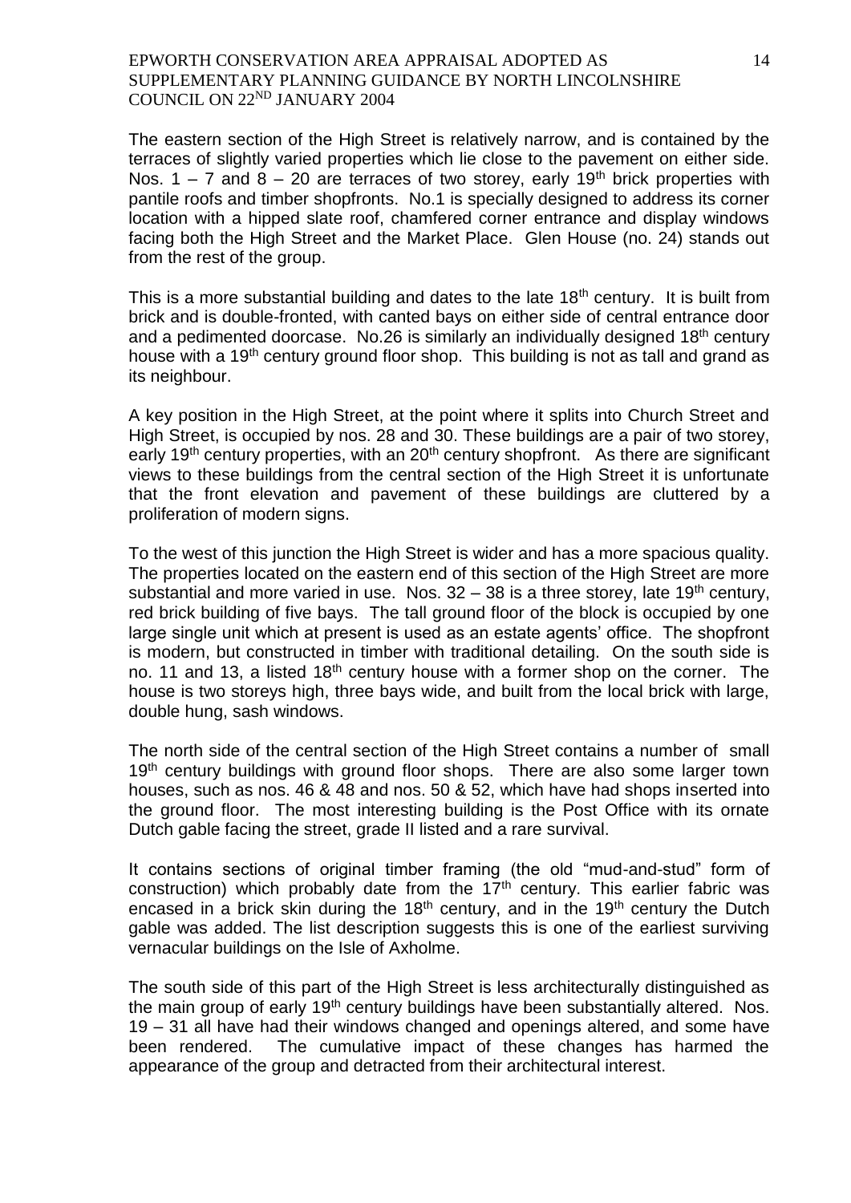The eastern section of the High Street is relatively narrow, and is contained by the terraces of slightly varied properties which lie close to the pavement on either side. Nos. 1 – 7 and 8 – 20 are terraces of two storey, early 19th brick properties with pantile roofs and timber shopfronts. No.1 is specially designed to address its corner location with a hipped slate roof, chamfered corner entrance and display windows facing both the High Street and the Market Place. Glen House (no. 24) stands out from the rest of the group.

This is a more substantial building and dates to the late 18th century. It is built from brick and is double-fronted, with canted bays on either side of central entrance door and a pedimented doorcase. No.26 is similarly an individually designed 18th century house with a 19th century ground floor shop. This building is not as tall and grand as its neighbour.

A key position in the High Street, at the point where it splits into Church Street and High Street, is occupied by nos. 28 and 30. These buildings are a pair of two storey, early 19th century properties, with an 20th century shopfront. As there are significant views to these buildings from the central section of the High Street it is unfortunate that the front elevation and pavement of these buildings are cluttered by a proliferation of modern signs.

To the west of this junction the High Street is wider and has a more spacious quality. The properties located on the eastern end of this section of the High Street are more substantial and more varied in use. Nos. 32 – 38 is a three storey, late 19th century, red brick building of five bays. The tall ground floor of the block is occupied by one large single unit which at present is used as an estate agents' office. The shopfront is modern, but constructed in timber with traditional detailing. On the south side is no. 11 and 13, a listed 18th century house with a former shop on the corner. The house is two storeys high, three bays wide, and built from the local brick with large, double hung, sash windows.

The north side of the central section of the High Street contains a number of small 19th century buildings with ground floor shops. There are also some larger town houses, such as nos. 46 & 48 and nos. 50 & 52, which have had shops inserted into the ground floor. The most interesting building is the Post Office with its ornate Dutch gable facing the street, grade II listed and a rare survival.

It contains sections of original timber framing (the old "mud-and-stud" form of construction) which probably date from the 17th century. This earlier fabric was encased in a brick skin during the 18th century, and in the 19th century the Dutch gable was added. The list description suggests this is one of the earliest surviving vernacular buildings on the Isle of Axholme.

The south side of this part of the High Street is less architecturally distinguished as the main group of early 19th century buildings have been substantially altered. Nos. 19 – 31 all have had their windows changed and openings altered, and some have been rendered. The cumulative impact of these changes has harmed the appearance of the group and detracted from their architectural interest.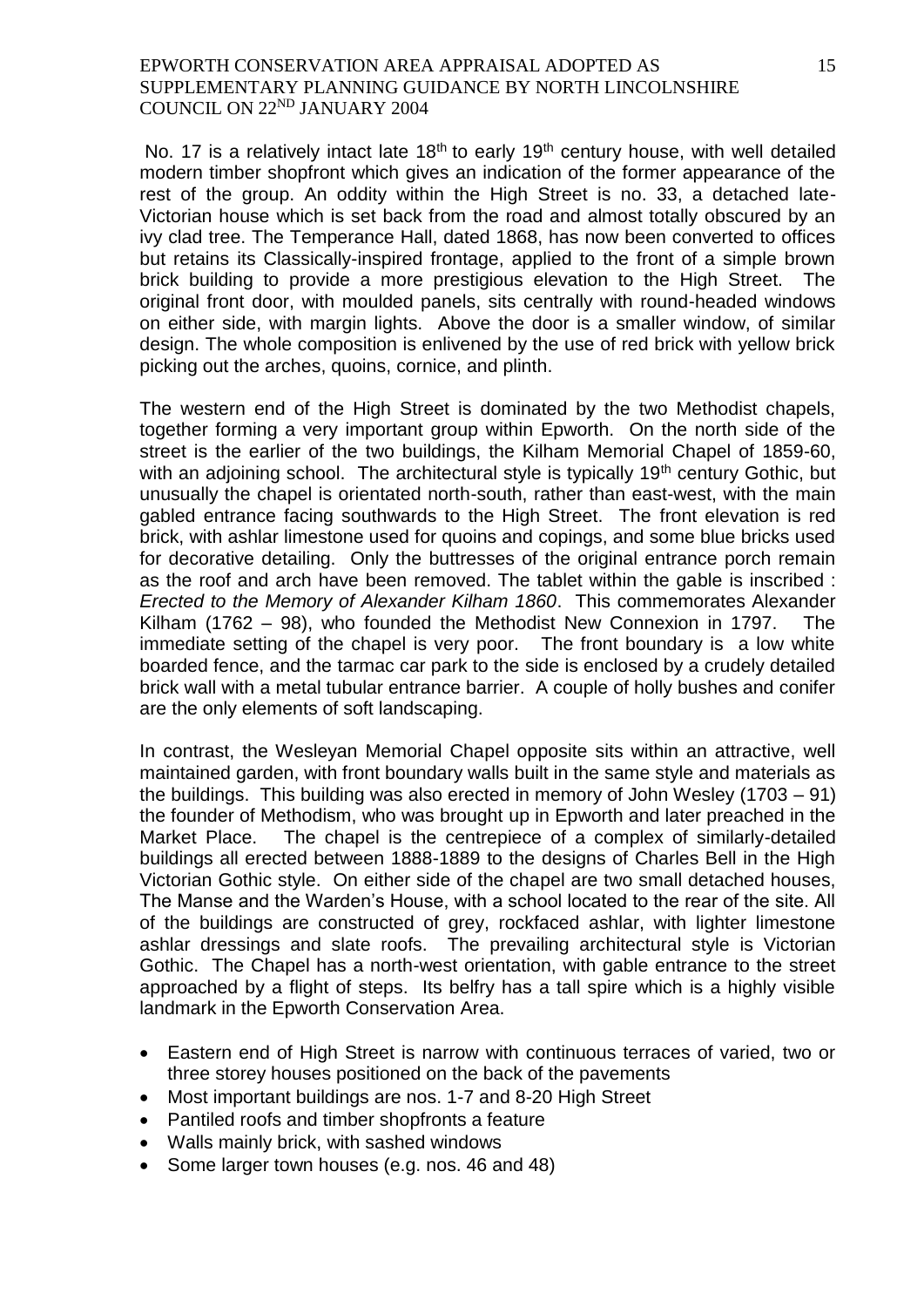No. 17 is a relatively intact late 18th to early 19th century house, with well detailed modern timber shopfront which gives an indication of the former appearance of the rest of the group. An oddity within the High Street is no. 33, a detached late-Victorian house which is set back from the road and almost totally obscured by an ivy clad tree. The Temperance Hall, dated 1868, has now been converted to offices but retains its Classically-inspired frontage, applied to the front of a simple brown brick building to provide a more prestigious elevation to the High Street. The original front door, with moulded panels, sits centrally with round-headed windows on either side, with margin lights. Above the door is a smaller window, of similar design. The whole composition is enlivened by the use of red brick with yellow brick picking out the arches, quoins, cornice, and plinth.

The western end of the High Street is dominated by the two Methodist chapels, together forming a very important group within Epworth. On the north side of the street is the earlier of the two buildings, the Kilham Memorial Chapel of 1859-60, with an adjoining school. The architectural style is typically 19th century Gothic, but unusually the chapel is orientated north-south, rather than east-west, with the main gabled entrance facing southwards to the High Street. The front elevation is red brick, with ashlar limestone used for quoins and copings, and some blue bricks used for decorative detailing. Only the buttresses of the original entrance porch remain as the roof and arch have been removed. The tablet within the gable is inscribed : *Erected to the Memory of Alexander Kilham 1860*. This commemorates Alexander Kilham (1762 – 98), who founded the Methodist New Connexion in 1797. The immediate setting of the chapel is very poor. The front boundary is a low white boarded fence, and the tarmac car park to the side is enclosed by a crudely detailed brick wall with a metal tubular entrance barrier. A couple of holly bushes and conifer are the only elements of soft landscaping.

In contrast, the Wesleyan Memorial Chapel opposite sits within an attractive, well maintained garden, with front boundary walls built in the same style and materials as the buildings. This building was also erected in memory of John Wesley (1703 – 91) the founder of Methodism, who was brought up in Epworth and later preached in the Market Place. The chapel is the centrepiece of a complex of similarly-detailed buildings all erected between 1888-1889 to the designs of Charles Bell in the High Victorian Gothic style. On either side of the chapel are two small detached houses, The Manse and the Warden's House, with a school located to the rear of the site. All of the buildings are constructed of grey, rockfaced ashlar, with lighter limestone ashlar dressings and slate roofs. The prevailing architectural style is Victorian Gothic. The Chapel has a north-west orientation, with gable entrance to the street approached by a flight of steps. Its belfry has a tall spire which is a highly visible landmark in the Epworth Conservation Area.

- Eastern end of High Street is narrow with continuous terraces of varied, two or three storey houses positioned on the back of the pavements
- Most important buildings are nos. 1-7 and 8-20 High Street
- Pantiled roofs and timber shopfronts a feature
- Walls mainly brick, with sashed windows
- Some larger town houses (e.g. nos. 46 and 48)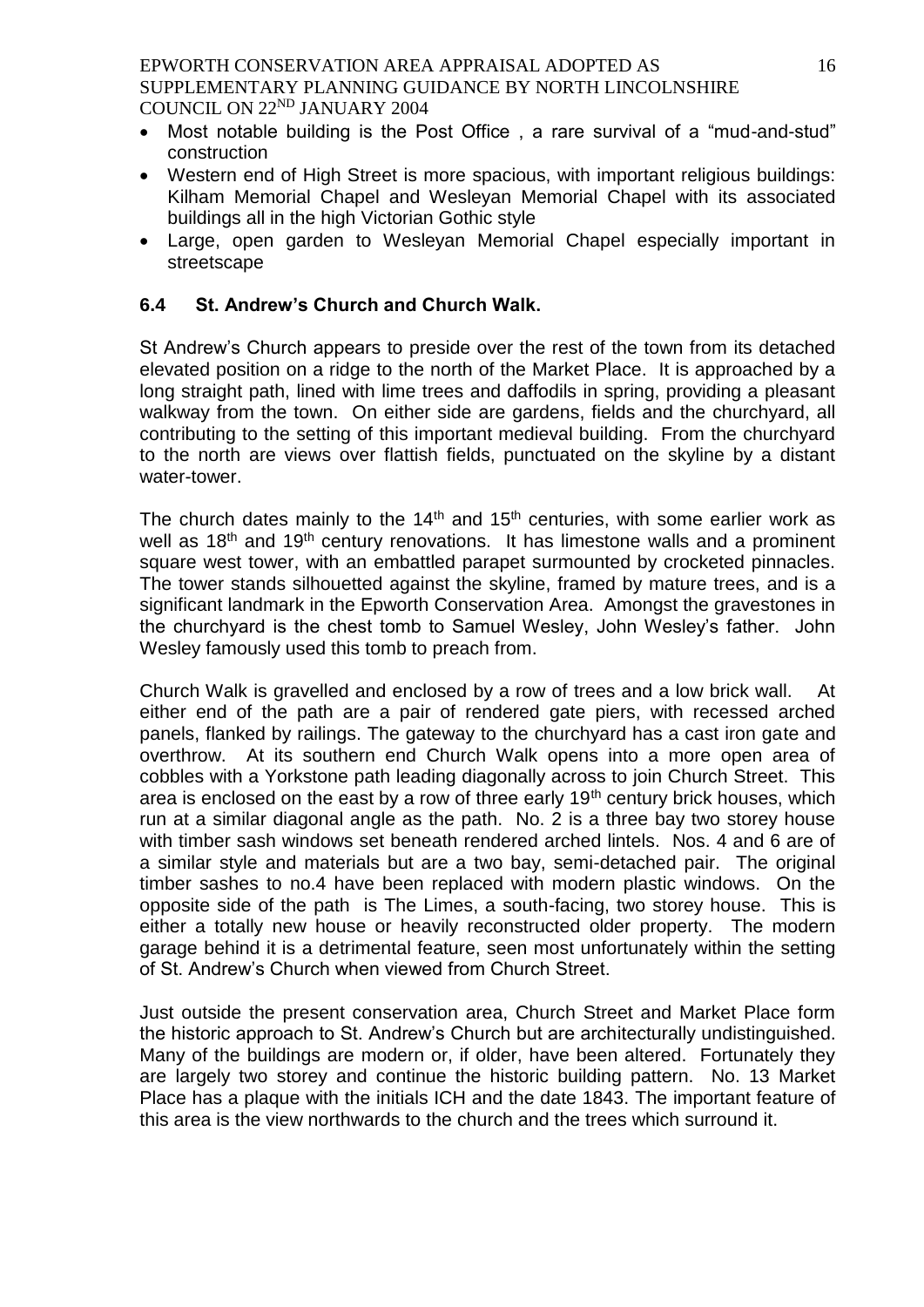- Most notable building is the Post Office , a rare survival of a "mud-and-stud" construction
- Western end of High Street is more spacious, with important religious buildings: Kilham Memorial Chapel and Wesleyan Memorial Chapel with its associated buildings all in the high Victorian Gothic style
- Large, open garden to Wesleyan Memorial Chapel especially important in streetscape

### 6.4 St. Andrew's Church and Church Walk.

St Andrew's Church appears to preside over the rest of the town from its detached elevated position on a ridge to the north of the Market Place. It is approached by a long straight path, lined with lime trees and daffodils in spring, providing a pleasant walkway from the town. On either side are gardens, fields and the churchyard, all contributing to the setting of this important medieval building. From the churchyard to the north are views over flattish fields, punctuated on the skyline by a distant water-tower.

The church dates mainly to the 14th and 15th centuries, with some earlier work as well as 18th and 19th century renovations. It has limestone walls and a prominent square west tower, with an embattled parapet surmounted by crocketed pinnacles. The tower stands silhouetted against the skyline, framed by mature trees, and is a significant landmark in the Epworth Conservation Area. Amongst the gravestones in the churchyard is the chest tomb to Samuel Wesley, John Wesley's father. John Wesley famously used this tomb to preach from.

Church Walk is gravelled and enclosed by a row of trees and a low brick wall. At either end of the path are a pair of rendered gate piers, with recessed arched panels, flanked by railings. The gateway to the churchyard has a cast iron gate and overthrow. At its southern end Church Walk opens into a more open area of cobbles with a Yorkstone path leading diagonally across to join Church Street. This area is enclosed on the east by a row of three early 19th century brick houses, which run at a similar diagonal angle as the path. No. 2 is a three bay two storey house with timber sash windows set beneath rendered arched lintels. Nos. 4 and 6 are of a similar style and materials but are a two bay, semi-detached pair. The original timber sashes to no.4 have been replaced with modern plastic windows. On the opposite side of the path is The Limes, a south-facing, two storey house. This is either a totally new house or heavily reconstructed older property. The modern garage behind it is a detrimental feature, seen most unfortunately within the setting of St. Andrew's Church when viewed from Church Street.

Just outside the present conservation area, Church Street and Market Place form the historic approach to St. Andrew's Church but are architecturally undistinguished. Many of the buildings are modern or, if older, have been altered. Fortunately they are largely two storey and continue the historic building pattern. No. 13 Market Place has a plaque with the initials ICH and the date 1843. The important feature of this area is the view northwards to the church and the trees which surround it.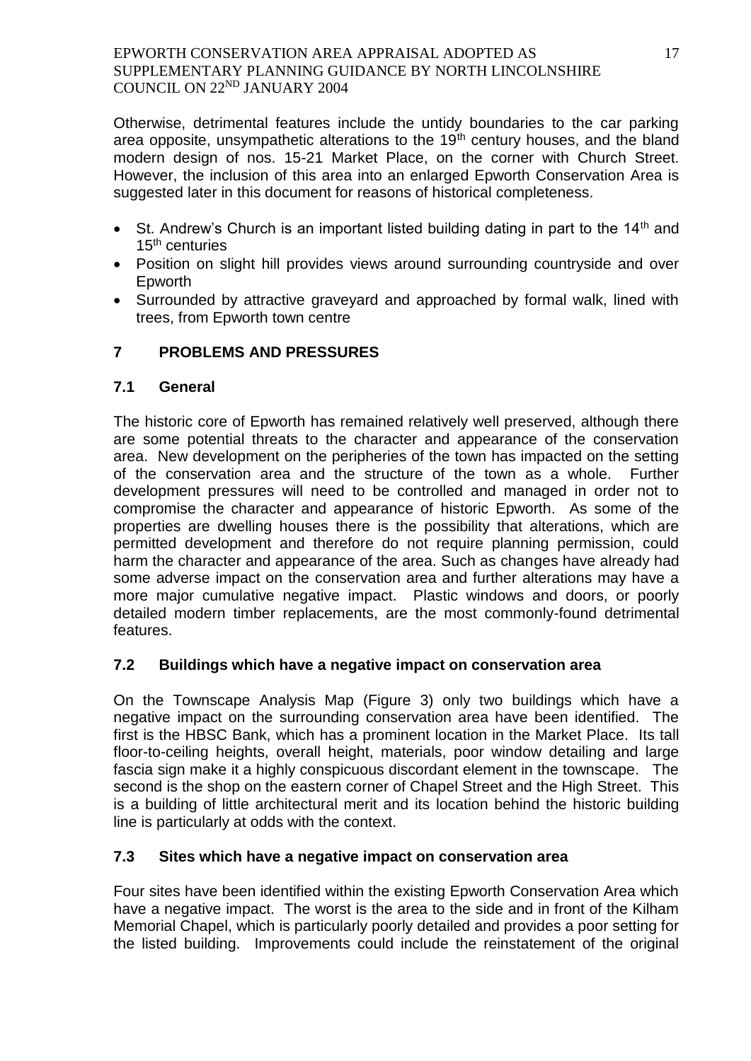Otherwise, detrimental features include the untidy boundaries to the car parking area opposite, unsympathetic alterations to the 19th century houses, and the bland modern design of nos. 15-21 Market Place, on the corner with Church Street. However, the inclusion of this area into an enlarged Epworth Conservation Area is suggested later in this document for reasons of historical completeness.

- St. Andrew's Church is an important listed building dating in part to the 14th and 15th centuries
- Position on slight hill provides views around surrounding countryside and over Epworth
- Surrounded by attractive graveyard and approached by formal walk, lined with trees, from Epworth town centre

## 7 PROBLEMS AND PRESSURES

### 7.1 General

The historic core of Epworth has remained relatively well preserved, although there are some potential threats to the character and appearance of the conservation area. New development on the peripheries of the town has impacted on the setting of the conservation area and the structure of the town as a whole. Further development pressures will need to be controlled and managed in order not to compromise the character and appearance of historic Epworth. As some of the properties are dwelling houses there is the possibility that alterations, which are permitted development and therefore do not require planning permission, could harm the character and appearance of the area. Such changes have already had some adverse impact on the conservation area and further alterations may have a more major cumulative negative impact. Plastic windows and doors, or poorly detailed modern timber replacements, are the most commonly-found detrimental features.

### 7.2 Buildings which have a negative impact on conservation area

On the Townscape Analysis Map (Figure 3) only two buildings which have a negative impact on the surrounding conservation area have been identified. The first is the HBSC Bank, which has a prominent location in the Market Place. Its tall floor-to-ceiling heights, overall height, materials, poor window detailing and large fascia sign make it a highly conspicuous discordant element in the townscape. The second is the shop on the eastern corner of Chapel Street and the High Street. This is a building of little architectural merit and its location behind the historic building line is particularly at odds with the context.

### 7.3 Sites which have a negative impact on conservation area

Four sites have been identified within the existing Epworth Conservation Area which have a negative impact. The worst is the area to the side and in front of the Kilham Memorial Chapel, which is particularly poorly detailed and provides a poor setting for the listed building. Improvements could include the reinstatement of the original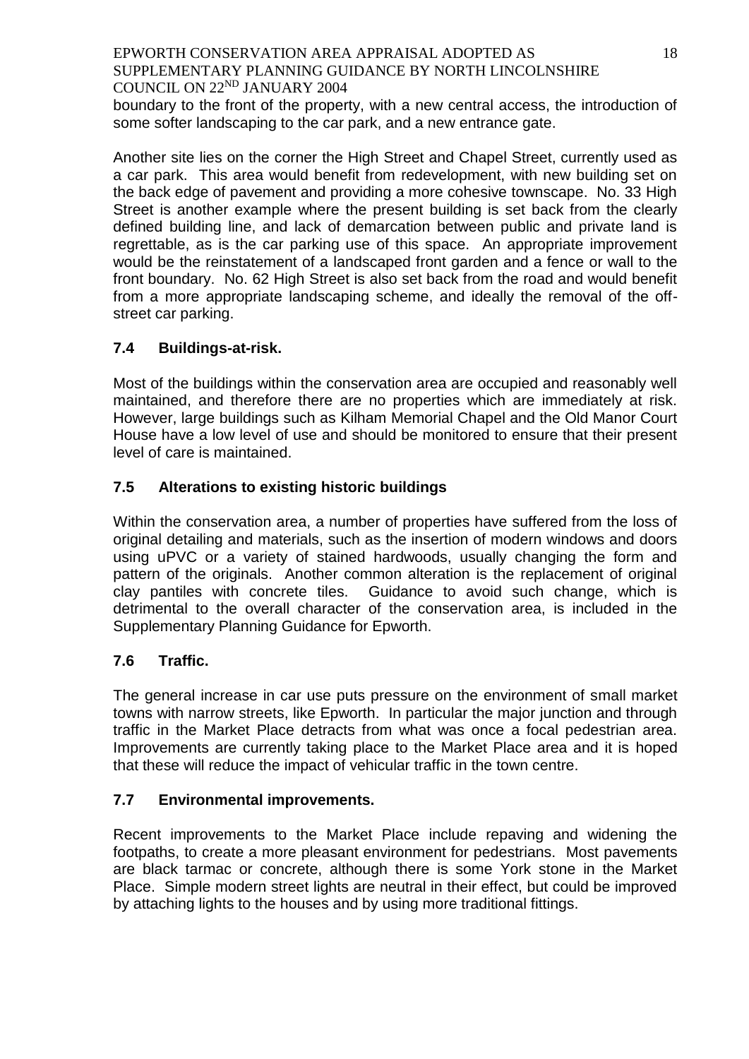boundary to the front of the property, with a new central access, the introduction of some softer landscaping to the car park, and a new entrance gate.

Another site lies on the corner the High Street and Chapel Street, currently used as a car park. This area would benefit from redevelopment, with new building set on the back edge of pavement and providing a more cohesive townscape. No. 33 High Street is another example where the present building is set back from the clearly defined building line, and lack of demarcation between public and private land is regrettable, as is the car parking use of this space. An appropriate improvement would be the reinstatement of a landscaped front garden and a fence or wall to the front boundary. No. 62 High Street is also set back from the road and would benefit from a more appropriate landscaping scheme, and ideally the removal of the off-street car parking.

### 7.4 Buildings-at-risk.

Most of the buildings within the conservation area are occupied and reasonably well maintained, and therefore there are no properties which are immediately at risk. However, large buildings such as Kilham Memorial Chapel and the Old Manor Court House have a low level of use and should be monitored to ensure that their present level of care is maintained.

### 7.5 Alterations to existing historic buildings

Within the conservation area, a number of properties have suffered from the loss of original detailing and materials, such as the insertion of modern windows and doors using uPVC or a variety of stained hardwoods, usually changing the form and pattern of the originals. Another common alteration is the replacement of original clay pantiles with concrete tiles. Guidance to avoid such change, which is detrimental to the overall character of the conservation area, is included in the Supplementary Planning Guidance for Epworth.

### 7.6 Traffic.

The general increase in car use puts pressure on the environment of small market towns with narrow streets, like Epworth. In particular the major junction and through traffic in the Market Place detracts from what was once a focal pedestrian area. Improvements are currently taking place to the Market Place area and it is hoped that these will reduce the impact of vehicular traffic in the town centre.

### 7.7 Environmental improvements.

Recent improvements to the Market Place include repaving and widening the footpaths, to create a more pleasant environment for pedestrians. Most pavements are black tarmac or concrete, although there is some York stone in the Market Place. Simple modern street lights are neutral in their effect, but could be improved by attaching lights to the houses and by using more traditional fittings.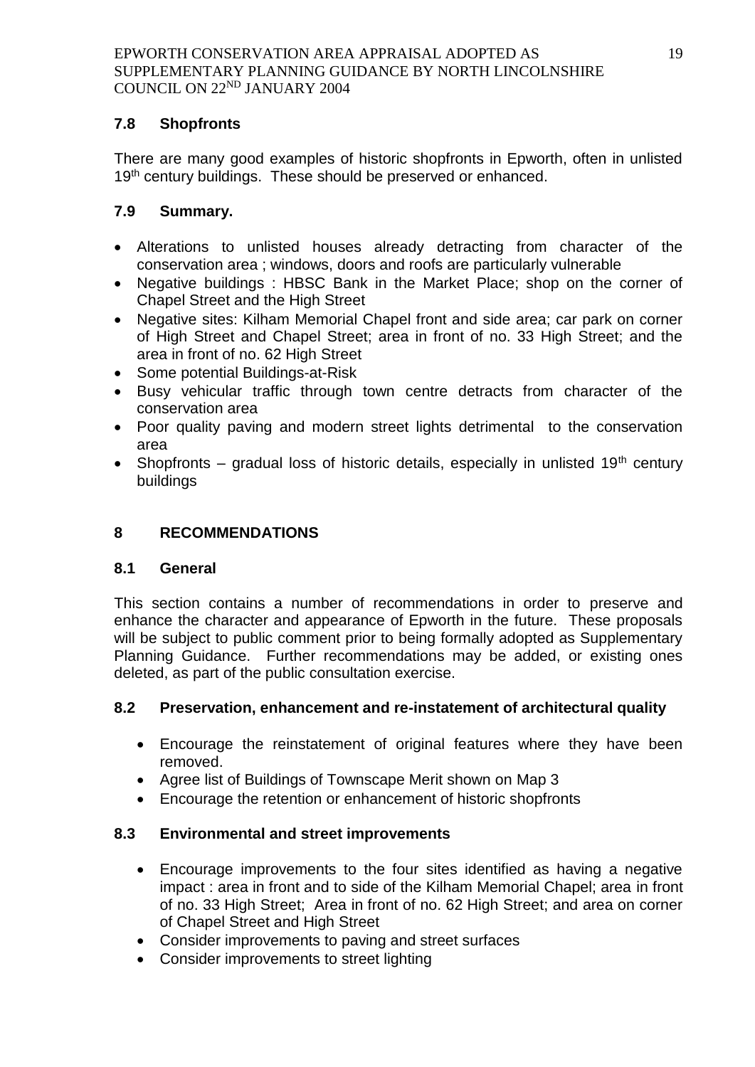### 7.8 Shopfronts

There are many good examples of historic shopfronts in Epworth, often in unlisted 19th century buildings. These should be preserved or enhanced.

### 7.9 Summary.

- Alterations to unlisted houses already detracting from character of the conservation area ; windows, doors and roofs are particularly vulnerable
- Negative buildings : HBSC Bank in the Market Place; shop on the corner of Chapel Street and the High Street
- Negative sites: Kilham Memorial Chapel front and side area; car park on corner of High Street and Chapel Street; area in front of no. 33 High Street; and the area in front of no. 62 High Street
- Some potential Buildings-at-Risk
- Busy vehicular traffic through town centre detracts from character of the conservation area
- Poor quality paving and modern street lights detrimental to the conservation area
- Shopfronts – gradual loss of historic details, especially in unlisted 19th century buildings

## 8 RECOMMENDATIONS

### 8.1 General

This section contains a number of recommendations in order to preserve and enhance the character and appearance of Epworth in the future. These proposals will be subject to public comment prior to being formally adopted as Supplementary Planning Guidance. Further recommendations may be added, or existing ones deleted, as part of the public consultation exercise.

### 8.2 Preservation, enhancement and re-instatement of architectural quality

- Encourage the reinstatement of original features where they have been removed.
- Agree list of Buildings of Townscape Merit shown on Map 3
- Encourage the retention or enhancement of historic shopfronts

### 8.3 Environmental and street improvements

- Encourage improvements to the four sites identified as having a negative impact : area in front and to side of the Kilham Memorial Chapel; area in front of no. 33 High Street; Area in front of no. 62 High Street; and area on corner of Chapel Street and High Street
- Consider improvements to paving and street surfaces
- Consider improvements to street lighting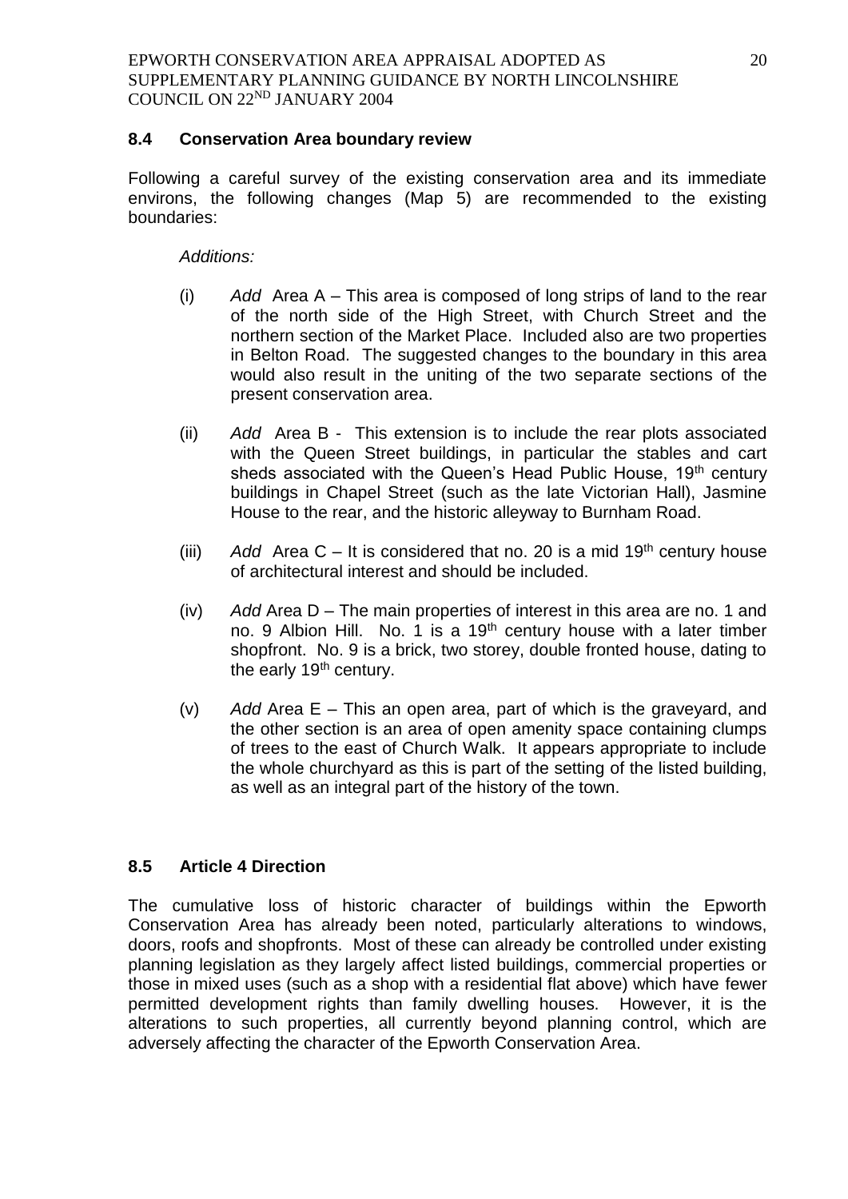### 8.4 Conservation Area boundary review

Following a careful survey of the existing conservation area and its immediate environs, the following changes (Map 5) are recommended to the existing boundaries:

*Additions:*

(i) *Add* Area A – This area is composed of long strips of land to the rear of the north side of the High Street, with Church Street and the northern section of the Market Place. Included also are two properties in Belton Road. The suggested changes to the boundary in this area would also result in the uniting of the two separate sections of the present conservation area.

(ii) *Add* Area B - This extension is to include the rear plots associated with the Queen Street buildings, in particular the stables and cart sheds associated with the Queen's Head Public House, 19th century buildings in Chapel Street (such as the late Victorian Hall), Jasmine House to the rear, and the historic alleyway to Burnham Road.

(iii) *Add* Area C – It is considered that no. 20 is a mid 19th century house of architectural interest and should be included.

(iv) *Add* Area D – The main properties of interest in this area are no. 1 and no. 9 Albion Hill. No. 1 is a 19th century house with a later timber shopfront. No. 9 is a brick, two storey, double fronted house, dating to the early 19th century.

(v) *Add* Area E – This an open area, part of which is the graveyard, and the other section is an area of open amenity space containing clumps of trees to the east of Church Walk. It appears appropriate to include the whole churchyard as this is part of the setting of the listed building, as well as an integral part of the history of the town.

### 8.5 Article 4 Direction

The cumulative loss of historic character of buildings within the Epworth Conservation Area has already been noted, particularly alterations to windows, doors, roofs and shopfronts. Most of these can already be controlled under existing planning legislation as they largely affect listed buildings, commercial properties or those in mixed uses (such as a shop with a residential flat above) which have fewer permitted development rights than family dwelling houses. However, it is the alterations to such properties, all currently beyond planning control, which are adversely affecting the character of the Epworth Conservation Area.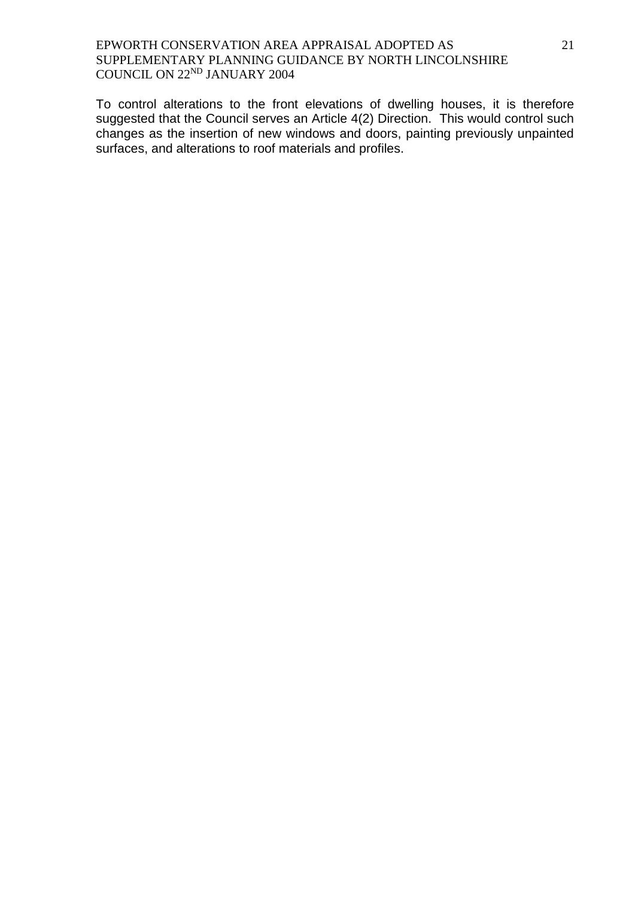To control alterations to the front elevations of dwelling houses, it is therefore suggested that the Council serves an Article 4(2) Direction. This would control such changes as the insertion of new windows and doors, painting previously unpainted surfaces, and alterations to roof materials and profiles.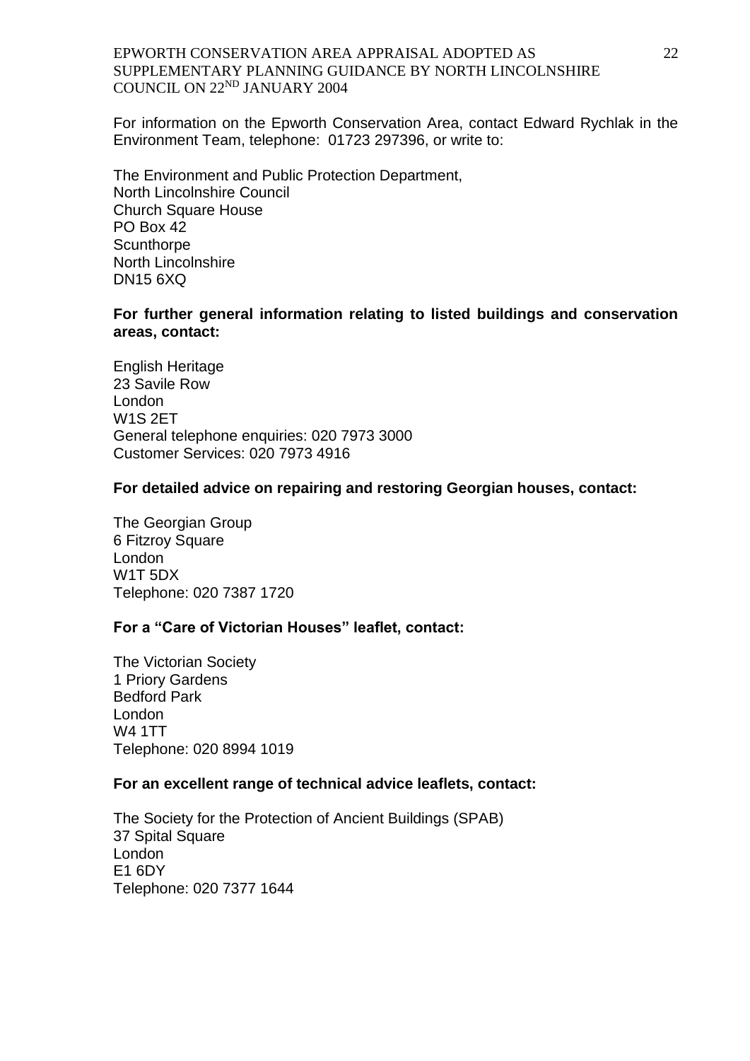For information on the Epworth Conservation Area, contact Edward Rychlak in the Environment Team, telephone: 01723 297396, or write to:

The Environment and Public Protection Department,
North Lincolnshire Council
Church Square House
PO Box 42
Scunthorpe
North Lincolnshire
DN15 6XQ

**For further general information relating to listed buildings and conservation areas, contact:**

English Heritage
23 Savile Row
London
W1S 2ET
General telephone enquiries: 020 7973 3000
Customer Services: 020 7973 4916

**For detailed advice on repairing and restoring Georgian houses, contact:**

The Georgian Group
6 Fitzroy Square
London
W1T 5DX
Telephone: 020 7387 1720

**For a "Care of Victorian Houses" leaflet, contact:**

The Victorian Society
1 Priory Gardens
Bedford Park
London
W4 1TT
Telephone: 020 8994 1019

**For an excellent range of technical advice leaflets, contact:**

The Society for the Protection of Ancient Buildings (SPAB)
37 Spital Square
London
E1 6DY
Telephone: 020 7377 1644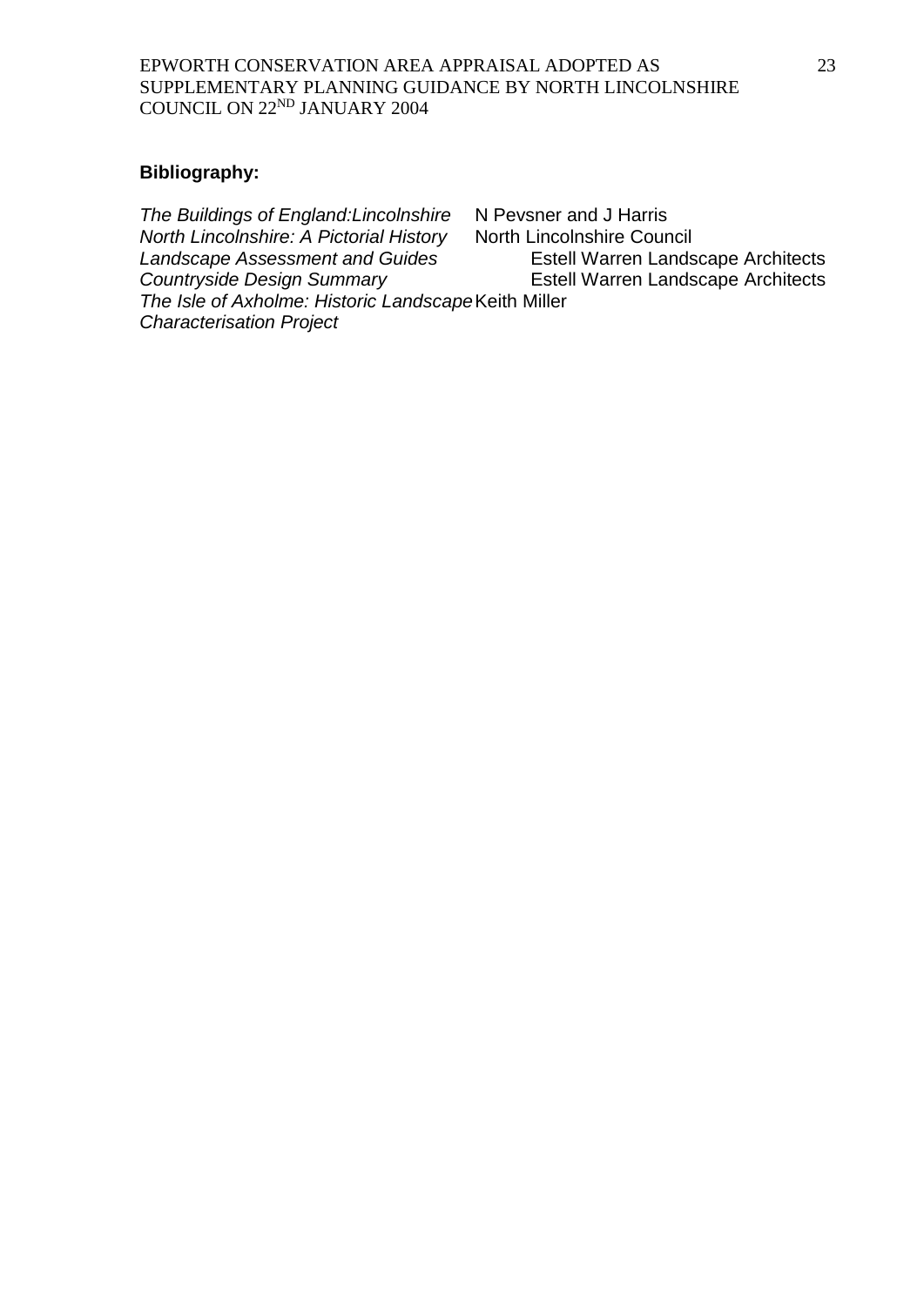## Bibliography:

| | |
|---|---|
| *The Buildings of England:Lincolnshire* | N Pevsner and J Harris |
| *North Lincolnshire: A Pictorial History* | North Lincolnshire Council |
| *Landscape Assessment and Guides* | Estell Warren Landscape Architects |
| *Countryside Design Summary* | Estell Warren Landscape Architects |
| *The Isle of Axholme: Historic Landscape Characterisation Project* | Keith Miller |